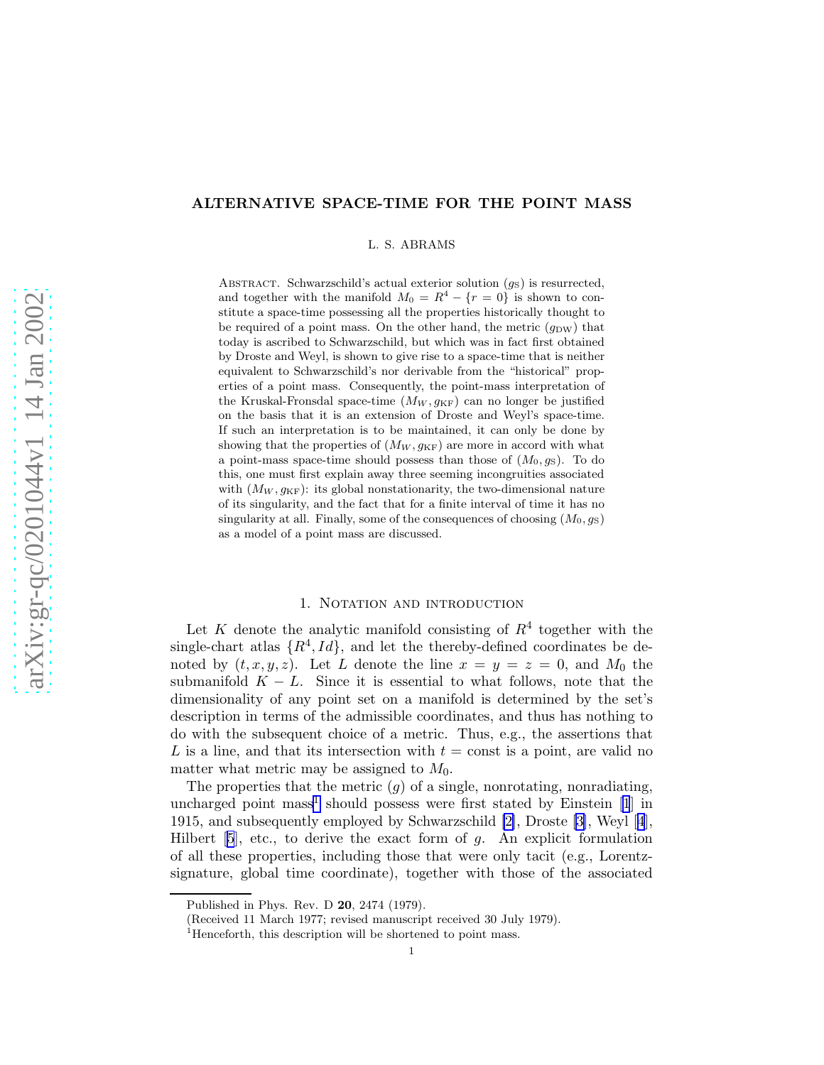# ALTERNATIVE SPACE-TIME FOR THE POINT MASS

L. S. ABRAMS

Abstract. Schwarzschild's actual exterior solution ($g_{\rm S}$) is resurrected, and together with the manifold $M_0 = R^4 - \{r = 0\}$ is shown to constitute a space-time possessing all the properties historically thought to be required of a point mass. On the other hand, the metric ($g_{\rm DW}$) that today is ascribed to Schwarzschild, but which was in fact first obtained by Droste and Weyl, is shown to give rise to a space-time that is neither equivalent to Schwarzschild's nor derivable from the "historical" properties of a point mass. Consequently, the point-mass interpretation of the Kruskal-Fronsdal space-time $(M_W, g_{\rm KF})$ can no longer be justified on the basis that it is an extension of Droste and Weyl's space-time. If such an interpretation is to be maintained, it can only be done by showing that the properties of $(M_W, g_{\rm KF})$ are more in accord with what a point-mass space-time should possess than those of $(M_0, g_{\rm S})$. To do this, one must first explain away three seeming incongruities associated with $(M_W, g_{\rm KF})$: its global nonstationarity, the two-dimensional nature of its singularity, and the fact that for a finite interval of time it has no singularity at all. Finally, some of the consequences of choosing $(M_0, g_{\rm S})$ as a model of a point mass are discussed.

## 1. Notation and introduction

Let $K$ denote the analytic manifold consisting of $R^4$ together with the single-chart atlas $\{R^4, Id\}$, and let the thereby-defined coordinates be denoted by $(t, x, y, z)$. Let $L$ denote the line $x = y = z = 0$, and $M_0$ the submanifold $K - L$. Since it is essential to what follows, note that the dimensionality of any point set on a manifold is determined by the set's description in terms of the admissible coordinates, and thus has nothing to do with the subsequent choice of a metric. Thus, e.g., the assertions that $L$ is a line, and that its intersection with $t = $ const is a point, are valid no matter what metric may be assigned to $M_0$.

The properties that the metric ($g$) of a single, nonrotating, nonradiating, uncharged point mass[1] should possess were first stated by Einstein [1] in 1915, and subsequently employed by Schwarzschild [2], Droste [3], Weyl [4], Hilbert [5], etc., to derive the exact form of $g$. An explicit formulation of all these properties, including those that were only tacit (e.g., Lorentz-signature, global time coordinate), together with those of the associated

Published in Phys. Rev. D **20**, 2474 (1979).

(Received 11 March 1977; revised manuscript received 30 July 1979).

[1]Henceforth, this description will be shortened to point mass.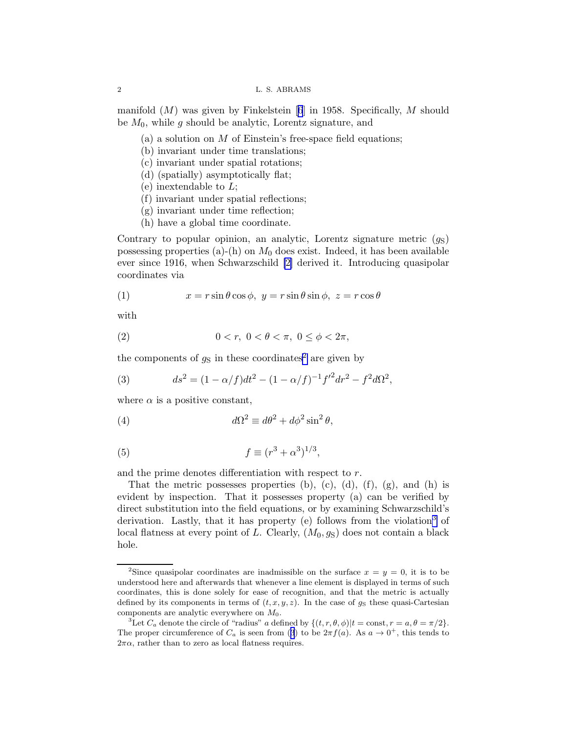manifold ($M$) was given by Finkelstein [6] in 1958. Specifically, $M$ should be $M_0$, while $g$ should be analytic, Lorentz signature, and

(a) a solution on $M$ of Einstein's free-space field equations;
(b) invariant under time translations;
(c) invariant under spatial rotations;
(d) (spatially) asymptotically flat;
(e) inextendable to $L$;
(f) invariant under spatial reflections;
(g) invariant under time reflection;
(h) have a global time coordinate.

Contrary to popular opinion, an analytic, Lorentz signature metric ($g_{\rm S}$) possessing properties (a)-(h) on $M_0$ does exist. Indeed, it has been available ever since 1916, when Schwarzschild [2] derived it. Introducing quasipolar coordinates via

$$x = r\sin\theta\cos\phi,\ y = r\sin\theta\sin\phi,\ z = r\cos\theta \tag{1}$$

with

$$0 < r,\ 0 < \theta < \pi,\ 0 \le \phi < 2\pi, \tag{2}$$

the components of $g_{\rm S}$ in these coordinates[2] are given by

$$ds^2 = (1 - \alpha/f)dt^2 - (1 - \alpha/f)^{-1}f'^2 dr^2 - f^2 d\Omega^2, \tag{3}$$

where $\alpha$ is a positive constant,

$$d\Omega^2 \equiv d\theta^2 + d\phi^2 \sin^2\theta, \tag{4}$$

$$f \equiv (r^3 + \alpha^3)^{1/3}, \tag{5}$$

and the prime denotes differentiation with respect to $r$.

That the metric possesses properties (b), (c), (d), (f), (g), and (h) is evident by inspection. That it possesses property (a) can be verified by direct substitution into the field equations, or by examining Schwarzschild's derivation. Lastly, that it has property (e) follows from the violation[3] of local flatness at every point of $L$. Clearly, $(M_0, g_{\rm S})$ does not contain a black hole.

---

[2] Since quasipolar coordinates are inadmissible on the surface $x = y = 0$, it is to be understood here and afterwards that whenever a line element is displayed in terms of such coordinates, this is done solely for ease of recognition, and that the metric is actually defined by its components in terms of $(t, x, y, z)$. In the case of $g_{\rm S}$ these quasi-Cartesian components are analytic everywhere on $M_0$.

[3] Let $C_a$ denote the circle of "radius" $a$ defined by $\{(t, r, \theta, \phi) | t = \text{const}, r = a, \theta = \pi/2\}$. The proper circumference of $C_a$ is seen from (3) to be $2\pi f(a)$. As $a \to 0^+$, this tends to $2\pi\alpha$, rather than to zero as local flatness requires.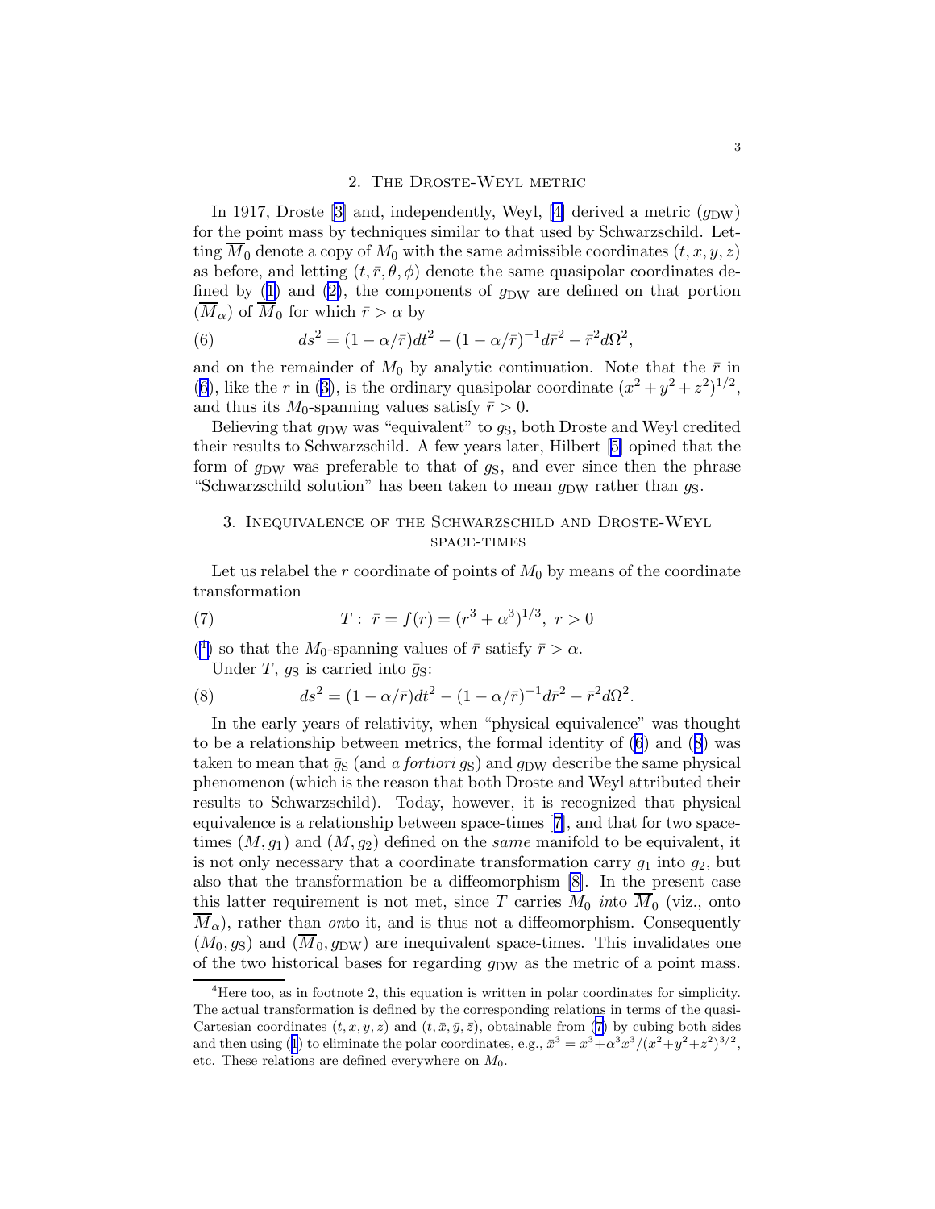## 2. The Droste-Weyl metric

In 1917, Droste [3] and, independently, Weyl, [4] derived a metric ($g_{\rm DW}$) for the point mass by techniques similar to that used by Schwarzschild. Letting $\overline{M}_0$ denote a copy of $M_0$ with the same admissible coordinates $(t, x, y, z)$ as before, and letting $(t, \bar{r}, \theta, \phi)$ denote the same quasipolar coordinates defined by (1) and (2), the components of $g_{\rm DW}$ are defined on that portion $(\overline{M}_\alpha)$ of $\overline{M}_0$ for which $\bar{r} > \alpha$ by

$$ds^2 = (1 - \alpha/\bar{r})dt^2 - (1 - \alpha/\bar{r})^{-1}d\bar{r}^2 - \bar{r}^2 d\Omega^2, \tag{6}$$

and on the remainder of $M_0$ by analytic continuation. Note that the $\bar{r}$ in (6), like the $r$ in (3), is the ordinary quasipolar coordinate $(x^2 + y^2 + z^2)^{1/2}$, and thus its $M_0$-spanning values satisfy $\bar{r} > 0$.

Believing that $g_{\rm DW}$ was "equivalent" to $g_{\rm S}$, both Droste and Weyl credited their results to Schwarzschild. A few years later, Hilbert [5] opined that the form of $g_{\rm DW}$ was preferable to that of $g_{\rm S}$, and ever since then the phrase "Schwarzschild solution" has been taken to mean $g_{\rm DW}$ rather than $g_{\rm S}$.

## 3. Inequivalence of the Schwarzschild and Droste-Weyl space-times

Let us relabel the $r$ coordinate of points of $M_0$ by means of the coordinate transformation

$$T: \ \bar{r} = f(r) = (r^3 + \alpha^3)^{1/3}, \ r > 0 \tag{7}$$

([4]) so that the $M_0$-spanning values of $\bar{r}$ satisfy $\bar{r} > \alpha$.

Under $T$, $g_{\rm S}$ is carried into $\bar{g}_{\rm S}$:

$$ds^2 = (1 - \alpha/\bar{r})dt^2 - (1 - \alpha/\bar{r})^{-1}d\bar{r}^2 - \bar{r}^2 d\Omega^2. \tag{8}$$

In the early years of relativity, when "physical equivalence" was thought to be a relationship between metrics, the formal identity of (6) and (8) was taken to mean that $\bar{g}_{\rm S}$ (and *a fortiori* $g_{\rm S}$) and $g_{\rm DW}$ describe the same physical phenomenon (which is the reason that both Droste and Weyl attributed their results to Schwarzschild). Today, however, it is recognized that physical equivalence is a relationship between space-times [7], and that for two space-times $(M, g_1)$ and $(M, g_2)$ defined on the *same* manifold to be equivalent, it is not only necessary that a coordinate transformation carry $g_1$ into $g_2$, but also that the transformation be a diffeomorphism [8]. In the present case this latter requirement is not met, since $T$ carries $M_0$ *in*to $\overline{M}_0$ (viz., onto $\overline{M}_\alpha$), rather than *on*to it, and is thus not a diffeomorphism. Consequently $(M_0, g_{\rm S})$ and $(\overline{M}_0, g_{\rm DW})$ are inequivalent space-times. This invalidates one of the two historical bases for regarding $g_{\rm DW}$ as the metric of a point mass.

---

[4]Here too, as in footnote 2, this equation is written in polar coordinates for simplicity. The actual transformation is defined by the corresponding relations in terms of the quasi-Cartesian coordinates $(t, x, y, z)$ and $(t, \bar{x}, \bar{y}, \bar{z})$, obtainable from (7) by cubing both sides and then using (1) to eliminate the polar coordinates, e.g., $\bar{x}^3 = x^3 + \alpha^3 x^3/(x^2 + y^2 + z^2)^{3/2}$, etc. These relations are defined everywhere on $M_0$.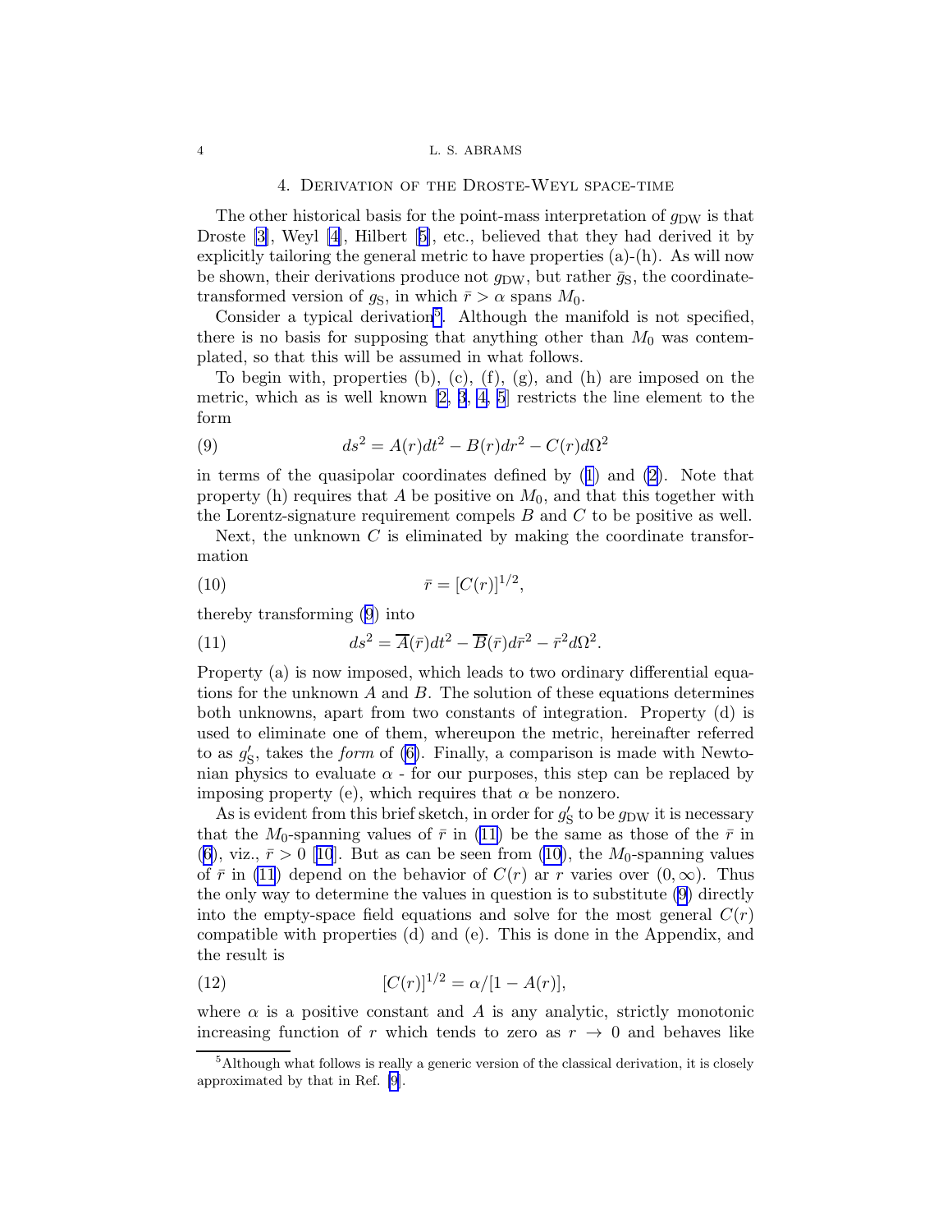## 4. Derivation of the Droste-Weyl space-time

The other historical basis for the point-mass interpretation of $g_{\rm DW}$ is that Droste [3], Weyl [4], Hilbert [5], etc., believed that they had derived it by explicitly tailoring the general metric to have properties (a)-(h). As will now be shown, their derivations produce not $g_{\rm DW}$, but rather $\bar{g}_{\rm S}$, the coordinate-transformed version of $g_{\rm S}$, in which $\bar{r} > \alpha$ spans $M_0$.

Consider a typical derivation[5]. Although the manifold is not specified, there is no basis for supposing that anything other than $M_0$ was contemplated, so that this will be assumed in what follows.

To begin with, properties (b), (c), (f), (g), and (h) are imposed on the metric, which as is well known [2, 3, 4, 5] restricts the line element to the form

$$ds^2 = A(r)dt^2 - B(r)dr^2 - C(r)d\Omega^2 \tag{9}$$

in terms of the quasipolar coordinates defined by (1) and (2). Note that property (h) requires that $A$ be positive on $M_0$, and that this together with the Lorentz-signature requirement compels $B$ and $C$ to be positive as well.

Next, the unknown $C$ is eliminated by making the coordinate transformation

$$\bar{r} = [C(r)]^{1/2}, \tag{10}$$

thereby transforming (9) into

$$ds^2 = \overline{A}(\bar{r})dt^2 - \overline{B}(\bar{r})d\bar{r}^2 - \bar{r}^2 d\Omega^2. \tag{11}$$

Property (a) is now imposed, which leads to two ordinary differential equations for the unknown $A$ and $B$. The solution of these equations determines both unknowns, apart from two constants of integration. Property (d) is used to eliminate one of them, whereupon the metric, hereinafter referred to as $g'_{\rm S}$, takes the *form* of (6). Finally, a comparison is made with Newtonian physics to evaluate $\alpha$ - for our purposes, this step can be replaced by imposing property (e), which requires that $\alpha$ be nonzero.

As is evident from this brief sketch, in order for $g'_{\rm S}$ to be $g_{\rm DW}$ it is necessary that the $M_0$-spanning values of $\bar{r}$ in (11) be the same as those of the $\bar{r}$ in (6), viz., $\bar{r} > 0$ [10]. But as can be seen from (10), the $M_0$-spanning values of $\bar{r}$ in (11) depend on the behavior of $C(r)$ ar $r$ varies over $(0, \infty)$. Thus the only way to determine the values in question is to substitute (9) directly into the empty-space field equations and solve for the most general $C(r)$ compatible with properties (d) and (e). This is done in the Appendix, and the result is

$$[C(r)]^{1/2} = \alpha/[1 - A(r)], \tag{12}$$

where $\alpha$ is a positive constant and $A$ is any analytic, strictly monotonic increasing function of $r$ which tends to zero as $r \to 0$ and behaves like

[5] Although what follows is really a generic version of the classical derivation, it is closely approximated by that in Ref. [9].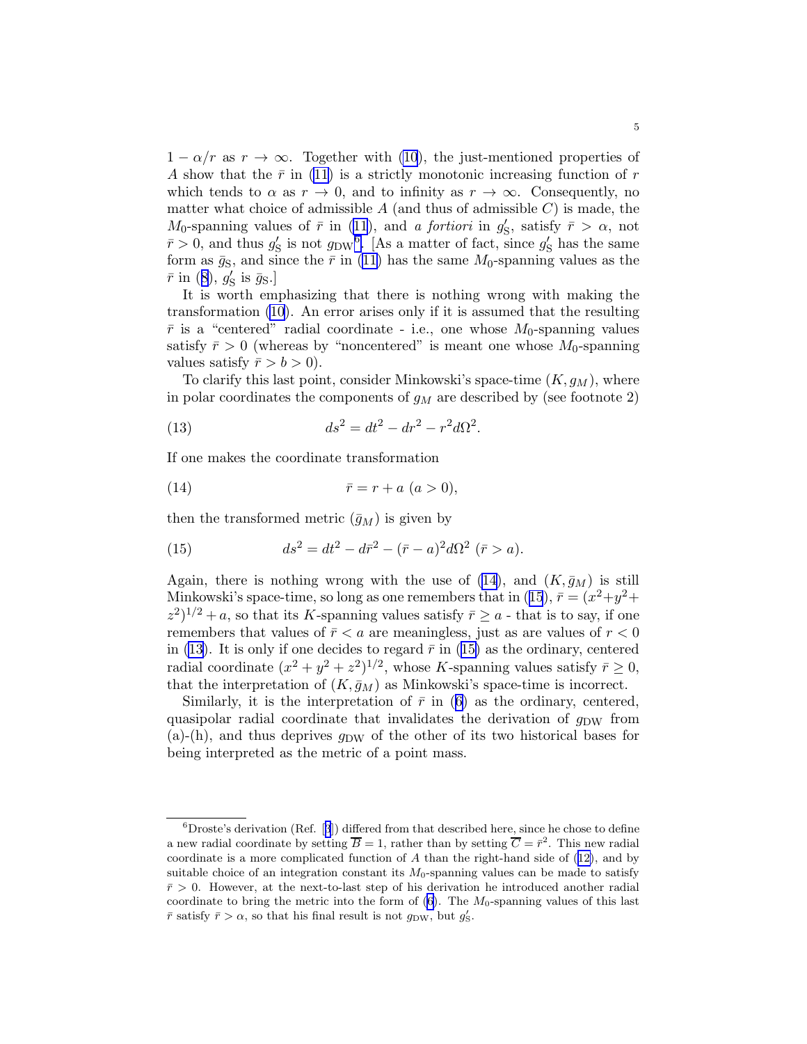$1 - \alpha/r$ as $r \to \infty$. Together with (10), the just-mentioned properties of $A$ show that the $\bar{r}$ in (11) is a strictly monotonic increasing function of $r$ which tends to $\alpha$ as $r \to 0$, and to infinity as $r \to \infty$. Consequently, no matter what choice of admissible $A$ (and thus of admissible $C$) is made, the $M_0$-spanning values of $\bar{r}$ in (11), and *a fortiori* in $g'_{\mathrm{S}}$, satisfy $\bar{r} > \alpha$, not $\bar{r} > 0$, and thus $g'_{\mathrm{S}}$ is not $g_{\mathrm{DW}}$[6]. [As a matter of fact, since $g'_{\mathrm{S}}$ has the same form as $\bar{g}_{\mathrm{S}}$, and since the $\bar{r}$ in (11) has the same $M_0$-spanning values as the $\bar{r}$ in (8), $g'_{\mathrm{S}}$ is $\bar{g}_{\mathrm{S}}$.]

It is worth emphasizing that there is nothing wrong with making the transformation (10). An error arises only if it is assumed that the resulting $\bar{r}$ is a "centered" radial coordinate - i.e., one whose $M_0$-spanning values satisfy $\bar{r} > 0$ (whereas by "noncentered" is meant one whose $M_0$-spanning values satisfy $\bar{r} > b > 0$).

To clarify this last point, consider Minkowski's space-time $(K, g_M)$, where in polar coordinates the components of $g_M$ are described by (see footnote 2)

$$ds^2 = dt^2 - dr^2 - r^2 d\Omega^2. \tag{13}$$

If one makes the coordinate transformation

$$\bar{r} = r + a \ (a > 0), \tag{14}$$

then the transformed metric $(\bar{g}_M)$ is given by

$$ds^2 = dt^2 - d\bar{r}^2 - (\bar{r} - a)^2 d\Omega^2 \ (\bar{r} > a). \tag{15}$$

Again, there is nothing wrong with the use of (14), and $(K, \bar{g}_M)$ is still Minkowski's space-time, so long as one remembers that in (15), $\bar{r} = (x^2 + y^2 + z^2)^{1/2} + a$, so that its $K$-spanning values satisfy $\bar{r} \geq a$ - that is to say, if one remembers that values of $\bar{r} < a$ are meaningless, just as are values of $r < 0$ in (13). It is only if one decides to regard $\bar{r}$ in (15) as the ordinary, centered radial coordinate $(x^2 + y^2 + z^2)^{1/2}$, whose $K$-spanning values satisfy $\bar{r} \geq 0$, that the interpretation of $(K, \bar{g}_M)$ as Minkowski's space-time is incorrect.

Similarly, it is the interpretation of $\bar{r}$ in (6) as the ordinary, centered, quasipolar radial coordinate that invalidates the derivation of $g_{\mathrm{DW}}$ from (a)-(h), and thus deprives $g_{\mathrm{DW}}$ of the other of its two historical bases for being interpreted as the metric of a point mass.

---

[6] Droste's derivation (Ref. [3]) differed from that described here, since he chose to define a new radial coordinate by setting $\overline{B} = 1$, rather than by setting $\overline{C} = \bar{r}^2$. This new radial coordinate is a more complicated function of $A$ than the right-hand side of (12), and by suitable choice of an integration constant its $M_0$-spanning values can be made to satisfy $\bar{r} > 0$. However, at the next-to-last step of his derivation he introduced another radial coordinate to bring the metric into the form of (6). The $M_0$-spanning values of this last $\bar{r}$ satisfy $\bar{r} > \alpha$, so that his final result is not $g_{\mathrm{DW}}$, but $g'_{\mathrm{S}}$.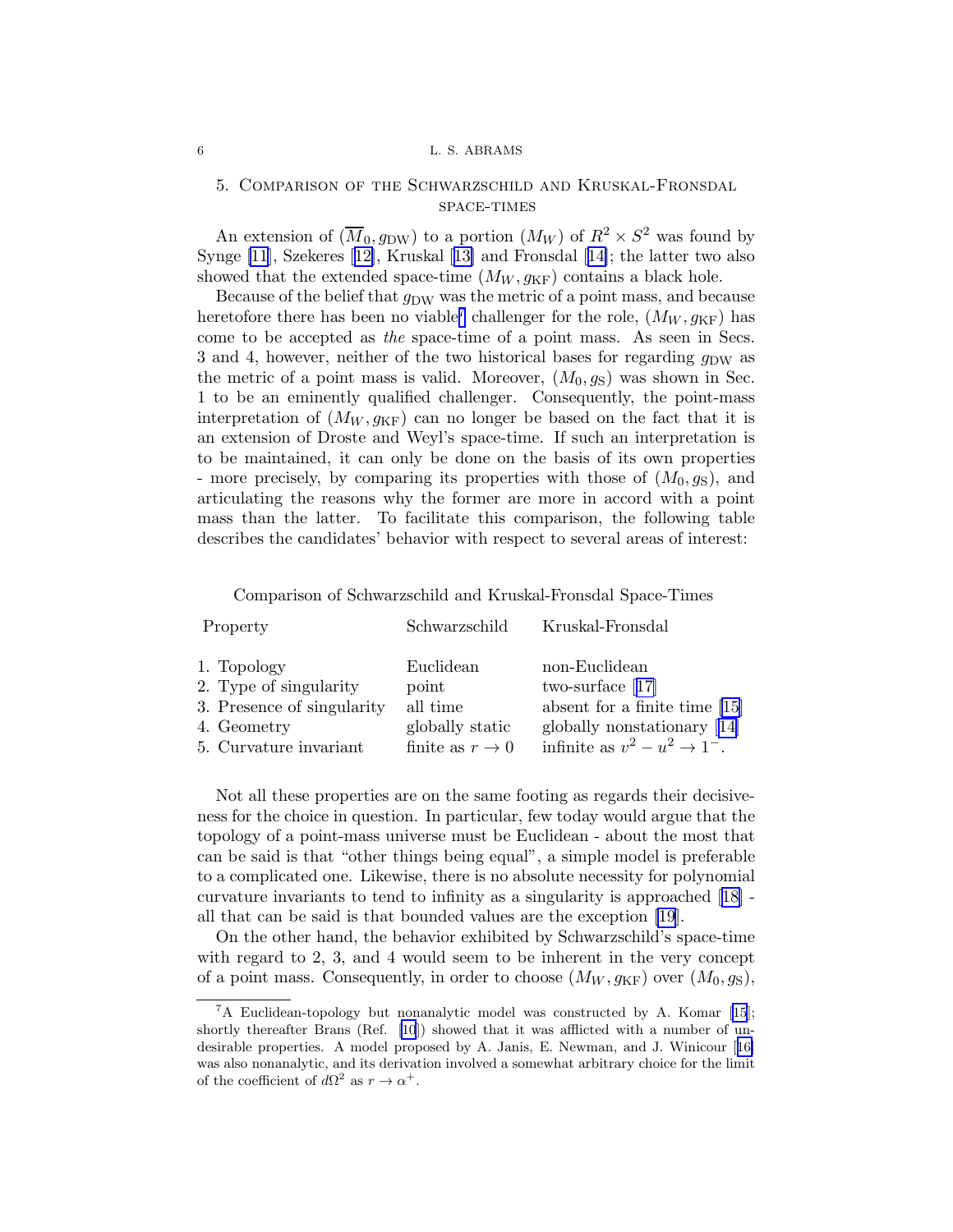## 5. Comparison of the Schwarzschild and Kruskal-Fronsdal space-times

An extension of $(\overline{M}_0, g_{\text{DW}})$ to a portion $(M_W)$ of $R^2 \times S^2$ was found by Synge [11], Szekeres [12], Kruskal [13] and Fronsdal [14]; the latter two also showed that the extended space-time $(M_W, g_{\text{KF}})$ contains a black hole.

Because of the belief that $g_{\text{DW}}$ was the metric of a point mass, and because heretofore there has been no viable[7] challenger for the role, $(M_W, g_{\text{KF}})$ has come to be accepted as *the* space-time of a point mass. As seen in Secs. 3 and 4, however, neither of the two historical bases for regarding $g_{\text{DW}}$ as the metric of a point mass is valid. Moreover, $(M_0, g_{\text{S}})$ was shown in Sec. 1 to be an eminently qualified challenger. Consequently, the point-mass interpretation of $(M_W, g_{\text{KF}})$ can no longer be based on the fact that it is an extension of Droste and Weyl's space-time. If such an interpretation is to be maintained, it can only be done on the basis of its own properties - more precisely, by comparing its properties with those of $(M_0, g_{\text{S}})$, and articulating the reasons why the former are more in accord with a point mass than the latter. To facilitate this comparison, the following table describes the candidates' behavior with respect to several areas of interest:

Comparison of Schwarzschild and Kruskal-Fronsdal Space-Times

| Property | Schwarzschild | Kruskal-Fronsdal |
|---|---|---|
| 1. Topology | Euclidean | non-Euclidean |
| 2. Type of singularity | point | two-surface [17] |
| 3. Presence of singularity | all time | absent for a finite time [15] |
| 4. Geometry | globally static | globally nonstationary [14] |
| 5. Curvature invariant | finite as $r \to 0$ | infinite as $v^2 - u^2 \to 1^-$. |

Not all these properties are on the same footing as regards their decisiveness for the choice in question. In particular, few today would argue that the topology of a point-mass universe must be Euclidean - about the most that can be said is that "other things being equal", a simple model is preferable to a complicated one. Likewise, there is no absolute necessity for polynomial curvature invariants to tend to infinity as a singularity is approached [18] - all that can be said is that bounded values are the exception [19].

On the other hand, the behavior exhibited by Schwarzschild's space-time with regard to 2, 3, and 4 would seem to be inherent in the very concept of a point mass. Consequently, in order to choose $(M_W, g_{\text{KF}})$ over $(M_0, g_{\text{S}})$,

---

[7] A Euclidean-topology but nonanalytic model was constructed by A. Komar [15]; shortly thereafter Brans (Ref. [10]) showed that it was afflicted with a number of undesirable properties. A model proposed by A. Janis, E. Newman, and J. Winicour [16] was also nonanalytic, and its derivation involved a somewhat arbitrary choice for the limit of the coefficient of $d\Omega^2$ as $r \to \alpha^+$.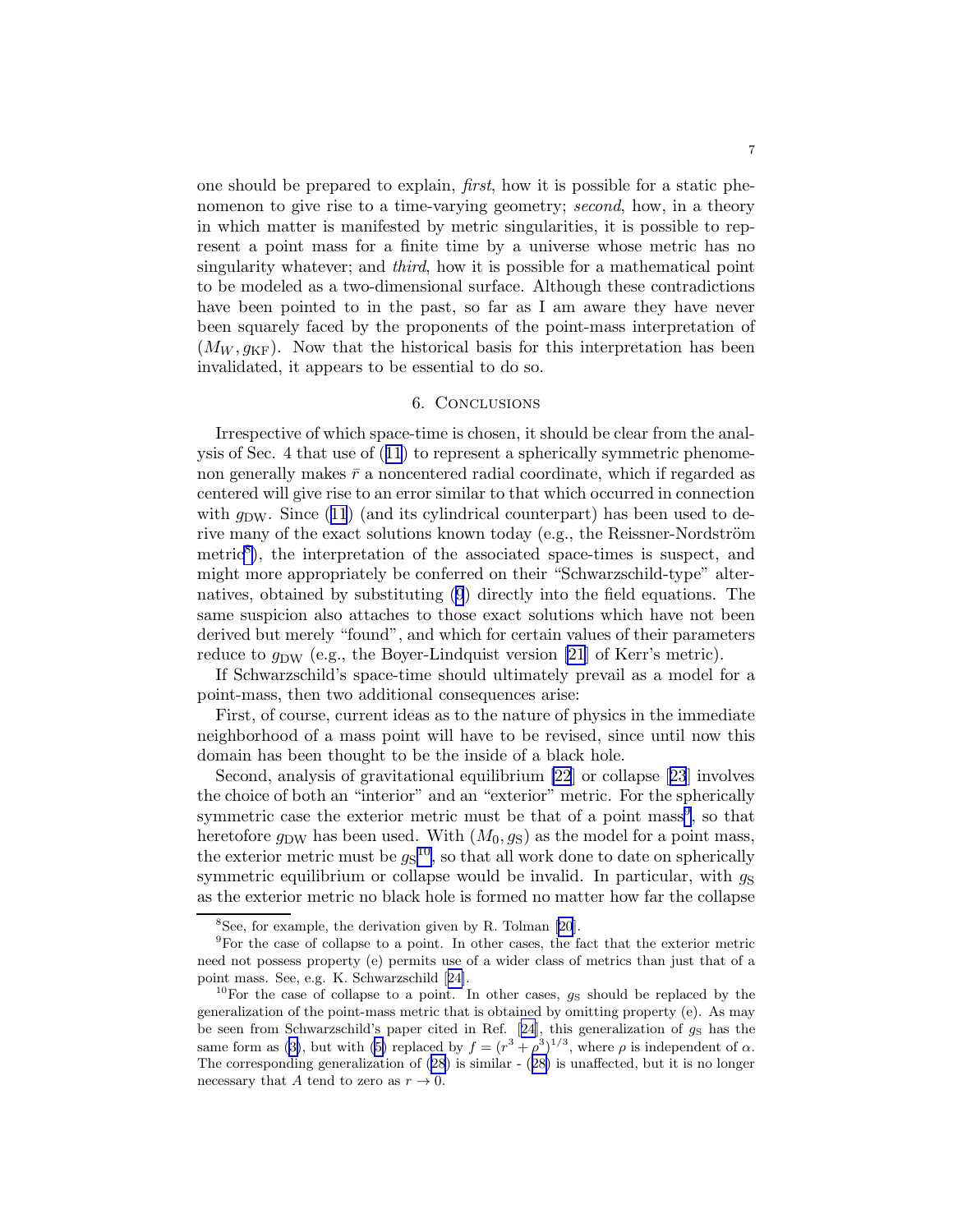one should be prepared to explain, *first*, how it is possible for a static phenomenon to give rise to a time-varying geometry; *second*, how, in a theory in which matter is manifested by metric singularities, it is possible to represent a point mass for a finite time by a universe whose metric has no singularity whatever; and *third*, how it is possible for a mathematical point to be modeled as a two-dimensional surface. Although these contradictions have been pointed to in the past, so far as I am aware they have never been squarely faced by the proponents of the point-mass interpretation of $(M_W, g_{\mathrm{KF}})$. Now that the historical basis for this interpretation has been invalidated, it appears to be essential to do so.

## 6. Conclusions

Irrespective of which space-time is chosen, it should be clear from the analysis of Sec. 4 that use of (11) to represent a spherically symmetric phenomenon generally makes $\bar{r}$ a noncentered radial coordinate, which if regarded as centered will give rise to an error similar to that which occurred in connection with $g_{\mathrm{DW}}$. Since (11) (and its cylindrical counterpart) has been used to derive many of the exact solutions known today (e.g., the Reissner-Nordström metric[8]), the interpretation of the associated space-times is suspect, and might more appropriately be conferred on their "Schwarzschild-type" alternatives, obtained by substituting (9) directly into the field equations. The same suspicion also attaches to those exact solutions which have not been derived but merely "found", and which for certain values of their parameters reduce to $g_{\mathrm{DW}}$ (e.g., the Boyer-Lindquist version [21] of Kerr's metric).

If Schwarzschild's space-time should ultimately prevail as a model for a point-mass, then two additional consequences arise:

First, of course, current ideas as to the nature of physics in the immediate neighborhood of a mass point will have to be revised, since until now this domain has been thought to be the inside of a black hole.

Second, analysis of gravitational equilibrium [22] or collapse [23] involves the choice of both an "interior" and an "exterior" metric. For the spherically symmetric case the exterior metric must be that of a point mass[9], so that heretofore $g_{\mathrm{DW}}$ has been used. With $(M_0, g_{\mathrm{S}})$ as the model for a point mass, the exterior metric must be $g_{\mathrm{S}}$[10], so that all work done to date on spherically symmetric equilibrium or collapse would be invalid. In particular, with $g_{\mathrm{S}}$ as the exterior metric no black hole is formed no matter how far the collapse

[8] See, for example, the derivation given by R. Tolman [20].

[9] For the case of collapse to a point. In other cases, the fact that the exterior metric need not possess property (e) permits use of a wider class of metrics than just that of a point mass. See, e.g. K. Schwarzschild [24].

[10] For the case of collapse to a point. In other cases, $g_{\mathrm{S}}$ should be replaced by the generalization of the point-mass metric that is obtained by omitting property (e). As may be seen from Schwarzschild's paper cited in Ref. [24], this generalization of $g_{\mathrm{S}}$ has the same form as (3), but with (5) replaced by $f = (r^3 + \rho^3)^{1/3}$, where $\rho$ is independent of $\alpha$. The corresponding generalization of (28) is similar - (28) is unaffected, but it is no longer necessary that $A$ tend to zero as $r \to 0$.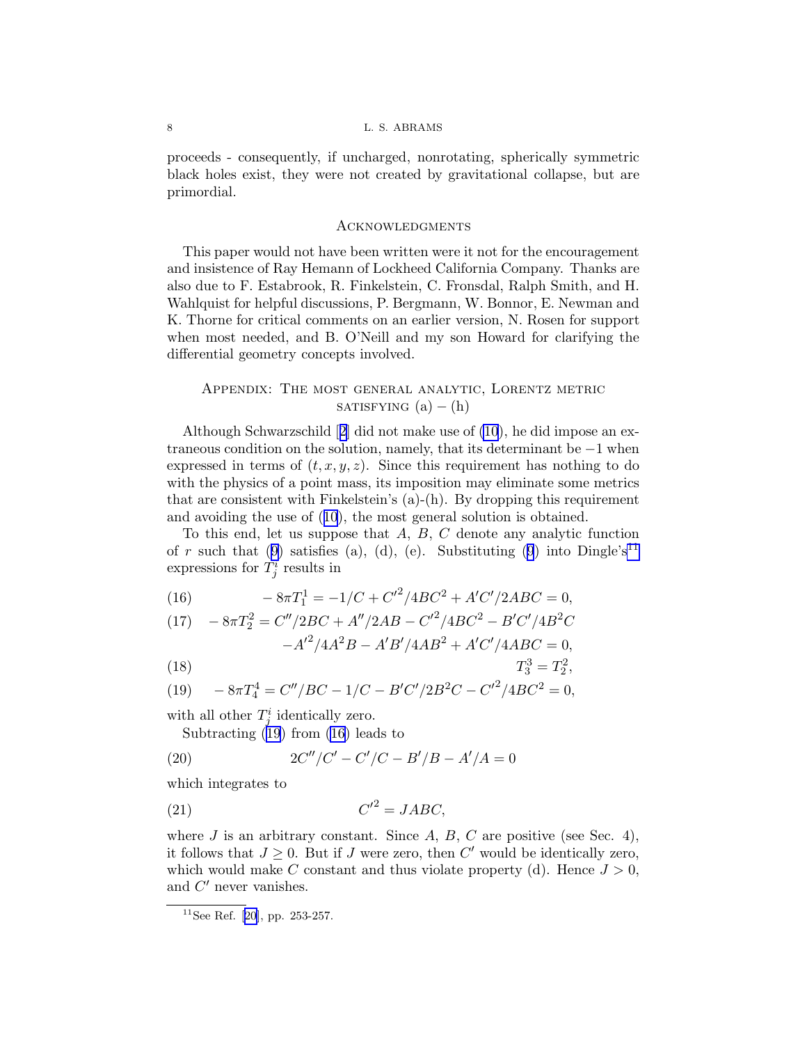proceeds - consequently, if uncharged, nonrotating, spherically symmetric black holes exist, they were not created by gravitational collapse, but are primordial.

## Acknowledgments

This paper would not have been written were it not for the encouragement and insistence of Ray Hemann of Lockheed California Company. Thanks are also due to F. Estabrook, R. Finkelstein, C. Fronsdal, Ralph Smith, and H. Wahlquist for helpful discussions, P. Bergmann, W. Bonnor, E. Newman and K. Thorne for critical comments on an earlier version, N. Rosen for support when most needed, and B. O'Neill and my son Howard for clarifying the differential geometry concepts involved.

## Appendix: The most general analytic, Lorentz metric satisfying (a) – (h)

Although Schwarzschild [2] did not make use of (10), he did impose an extraneous condition on the solution, namely, that its determinant be $-1$ when expressed in terms of $(t, x, y, z)$. Since this requirement has nothing to do with the physics of a point mass, its imposition may eliminate some metrics that are consistent with Finkelstein's (a)-(h). By dropping this requirement and avoiding the use of (10), the most general solution is obtained.

To this end, let us suppose that $A$, $B$, $C$ denote any analytic function of $r$ such that (9) satisfies (a), (d), (e). Substituting (9) into Dingle's[11] expressions for $T^i_j$ results in

$$-8\pi T^1_1 = -1/C + C'^2/4BC^2 + A'C'/2ABC = 0, \tag{16}$$

$$\begin{aligned} -8\pi T^2_2 = {} & C''/2BC + A''/2AB - C'^2/4BC^2 - B'C'/4B^2C \\ & -A'^2/4A^2B - A'B'/4AB^2 + A'C'/4ABC = 0, \end{aligned} \tag{17}$$

$$T^3_3 = T^2_2, \tag{18}$$

$$-8\pi T^4_4 = C''/BC - 1/C - B'C'/2B^2C - C'^2/4BC^2 = 0, \tag{19}$$

with all other $T^i_j$ identically zero.

Subtracting (19) from (16) leads to

$$2C''/C' - C'/C - B'/B - A'/A = 0 \tag{20}$$

which integrates to

$$C'^2 = JABC, \tag{21}$$

where $J$ is an arbitrary constant. Since $A$, $B$, $C$ are positive (see Sec. 4), it follows that $J \geq 0$. But if $J$ were zero, then $C'$ would be identically zero, which would make $C$ constant and thus violate property (d). Hence $J > 0$, and $C'$ never vanishes.

---

[11] See Ref. [20], pp. 253-257.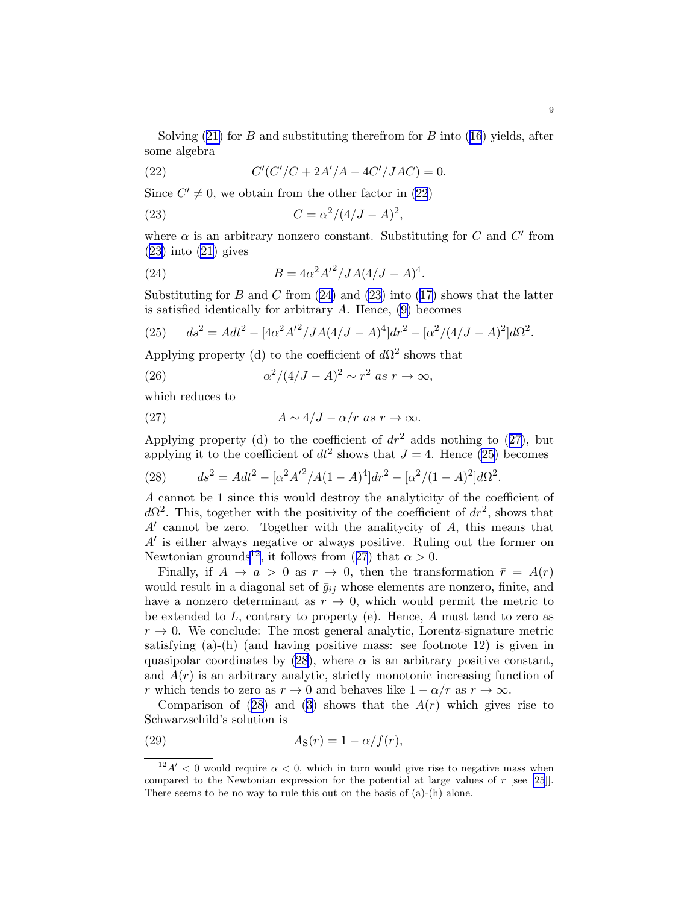Solving (21) for $B$ and substituting therefrom for $B$ into (16) yields, after some algebra

$$C'(C'/C + 2A'/A - 4C'/JAC) = 0. \tag{22}$$

Since $C' \neq 0$, we obtain from the other factor in (22)

$$C = \alpha^2/(4/J - A)^2, \tag{23}$$

where $\alpha$ is an arbitrary nonzero constant. Substituting for $C$ and $C'$ from (23) into (21) gives

$$B = 4\alpha^2 A'^2/JA(4/J - A)^4. \tag{24}$$

Substituting for $B$ and $C$ from (24) and (23) into (17) shows that the latter is satisfied identically for arbitrary $A$. Hence, (9) becomes

$$ds^2 = Adt^2 - [4\alpha^2 A'^2/JA(4/J - A)^4]dr^2 - [\alpha^2/(4/J - A)^2]d\Omega^2. \tag{25}$$

Applying property (d) to the coefficient of $d\Omega^2$ shows that

$$\alpha^2/(4/J - A)^2 \sim r^2 \text{ as } r \to \infty, \tag{26}$$

which reduces to

$$A \sim 4/J - \alpha/r \text{ as } r \to \infty. \tag{27}$$

Applying property (d) to the coefficient of $dr^2$ adds nothing to (27), but applying it to the coefficient of $dt^2$ shows that $J = 4$. Hence (25) becomes

$$ds^2 = Adt^2 - [\alpha^2 A'^2/A(1 - A)^4]dr^2 - [\alpha^2/(1 - A)^2]d\Omega^2. \tag{28}$$

$A$ cannot be 1 since this would destroy the analyticity of the coefficient of $d\Omega^2$. This, together with the positivity of the coefficient of $dr^2$, shows that $A'$ cannot be zero. Together with the analyticity of $A$, this means that $A'$ is either always negative or always positive. Ruling out the former on Newtonian grounds[12], it follows from (27) that $\alpha > 0$.

Finally, if $A \to a > 0$ as $r \to 0$, then the transformation $\bar{r} = A(r)$ would result in a diagonal set of $\bar{g}_{ij}$ whose elements are nonzero, finite, and have a nonzero determinant as $r \to 0$, which would permit the metric to be extended to $L$, contrary to property (e). Hence, $A$ must tend to zero as $r \to 0$. We conclude: The most general analytic, Lorentz-signature metric satisfying (a)-(h) (and having positive mass: see footnote 12) is given in quasipolar coordinates by (28), where $\alpha$ is an arbitrary positive constant, and $A(r)$ is an arbitrary analytic, strictly monotonic increasing function of $r$ which tends to zero as $r \to 0$ and behaves like $1 - \alpha/r$ as $r \to \infty$.

Comparison of (28) and (3) shows that the $A(r)$ which gives rise to Schwarzschild's solution is

$$A_{\text{S}}(r) = 1 - \alpha/f(r), \tag{29}$$

---

[12] $A' < 0$ would require $\alpha < 0$, which in turn would give rise to negative mass when compared to the Newtonian expression for the potential at large values of $r$ [see [25]]. There seems to be no way to rule this out on the basis of (a)-(h) alone.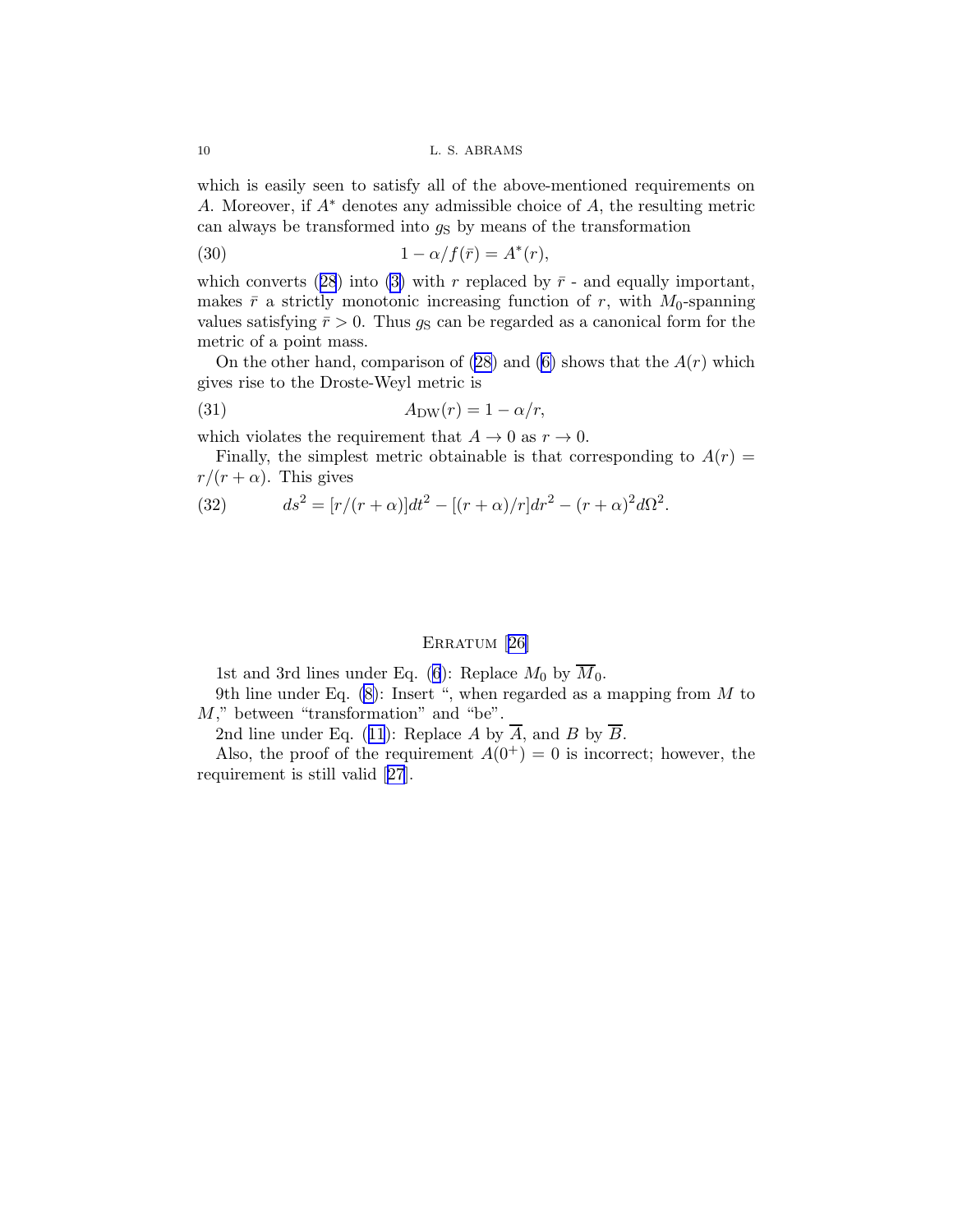which is easily seen to satisfy all of the above-mentioned requirements on $A$. Moreover, if $A^*$ denotes any admissible choice of $A$, the resulting metric can always be transformed into $g_{\mathrm{S}}$ by means of the transformation

$$1 - \alpha/f(\bar{r}) = A^*(r), \tag{30}$$

which converts (28) into (3) with $r$ replaced by $\bar{r}$ - and equally important, makes $\bar{r}$ a strictly monotonic increasing function of $r$, with $M_0$-spanning values satisfying $\bar{r} > 0$. Thus $g_{\mathrm{S}}$ can be regarded as a canonical form for the metric of a point mass.

On the other hand, comparison of (28) and (6) shows that the $A(r)$ which gives rise to the Droste-Weyl metric is

$$A_{\mathrm{DW}}(r) = 1 - \alpha/r, \tag{31}$$

which violates the requirement that $A \to 0$ as $r \to 0$.

Finally, the simplest metric obtainable is that corresponding to $A(r) = r/(r+\alpha)$. This gives

$$ds^2 = [r/(r+\alpha)]dt^2 - [(r+\alpha)/r]dr^2 - (r+\alpha)^2 d\Omega^2. \tag{32}$$

## Erratum [26]

1st and 3rd lines under Eq. (6): Replace $M_0$ by $\overline{M}_0$.

9th line under Eq. (8): Insert ", when regarded as a mapping from $M$ to $M$," between "transformation" and "be".

2nd line under Eq. (11): Replace $A$ by $\overline{A}$, and $B$ by $\overline{B}$.

Also, the proof of the requirement $A(0^+) = 0$ is incorrect; however, the requirement is still valid [27].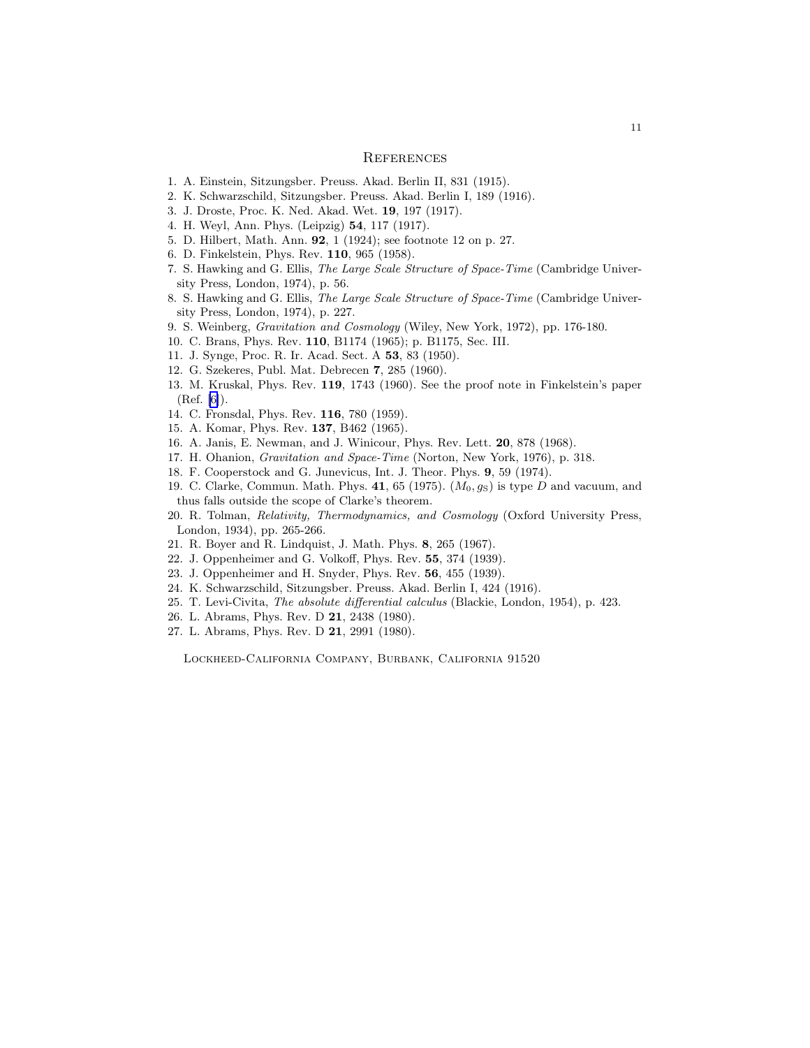## References

1. A. Einstein, Sitzungsber. Preuss. Akad. Berlin II, 831 (1915).
2. K. Schwarzschild, Sitzungsber. Preuss. Akad. Berlin I, 189 (1916).
3. J. Droste, Proc. K. Ned. Akad. Wet. **19**, 197 (1917).
4. H. Weyl, Ann. Phys. (Leipzig) **54**, 117 (1917).
5. D. Hilbert, Math. Ann. **92**, 1 (1924); see footnote 12 on p. 27.
6. D. Finkelstein, Phys. Rev. **110**, 965 (1958).
7. S. Hawking and G. Ellis, *The Large Scale Structure of Space-Time* (Cambridge University Press, London, 1974), p. 56.
8. S. Hawking and G. Ellis, *The Large Scale Structure of Space-Time* (Cambridge University Press, London, 1974), p. 227.
9. S. Weinberg, *Gravitation and Cosmology* (Wiley, New York, 1972), pp. 176-180.
10. C. Brans, Phys. Rev. **110**, B1174 (1965); p. B1175, Sec. III.
11. J. Synge, Proc. R. Ir. Acad. Sect. A **53**, 83 (1950).
12. G. Szekeres, Publ. Mat. Debrecen **7**, 285 (1960).
13. M. Kruskal, Phys. Rev. **119**, 1743 (1960). See the proof note in Finkelstein's paper (Ref. [6]).
14. C. Fronsdal, Phys. Rev. **116**, 780 (1959).
15. A. Komar, Phys. Rev. **137**, B462 (1965).
16. A. Janis, E. Newman, and J. Winicour, Phys. Rev. Lett. **20**, 878 (1968).
17. H. Ohanion, *Gravitation and Space-Time* (Norton, New York, 1976), p. 318.
18. F. Cooperstock and G. Junevicus, Int. J. Theor. Phys. **9**, 59 (1974).
19. C. Clarke, Commun. Math. Phys. **41**, 65 (1975). $(M_0, g_S)$ is type $D$ and vacuum, and thus falls outside the scope of Clarke's theorem.
20. R. Tolman, *Relativity, Thermodynamics, and Cosmology* (Oxford University Press, London, 1934), pp. 265-266.
21. R. Boyer and R. Lindquist, J. Math. Phys. **8**, 265 (1967).
22. J. Oppenheimer and G. Volkoff, Phys. Rev. **55**, 374 (1939).
23. J. Oppenheimer and H. Snyder, Phys. Rev. **56**, 455 (1939).
24. K. Schwarzschild, Sitzungsber. Preuss. Akad. Berlin I, 424 (1916).
25. T. Levi-Civita, *The absolute differential calculus* (Blackie, London, 1954), p. 423.
26. L. Abrams, Phys. Rev. D **21**, 2438 (1980).
27. L. Abrams, Phys. Rev. D **21**, 2991 (1980).

Lockheed-California Company, Burbank, California 91520